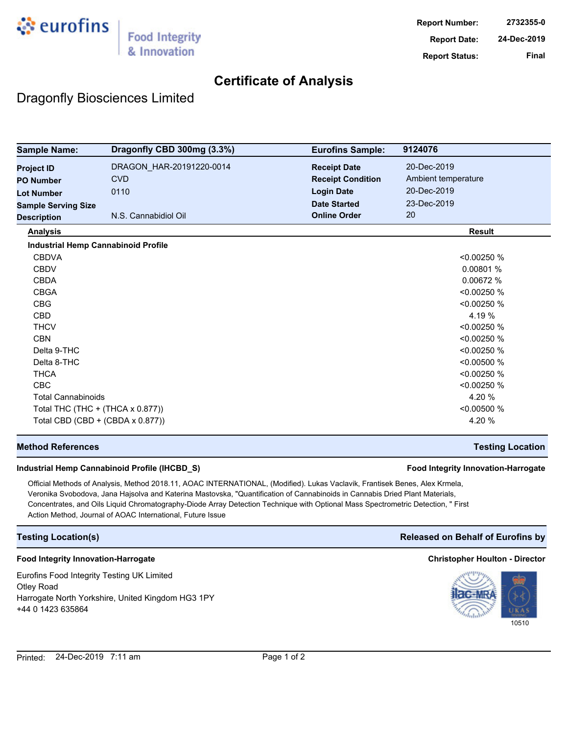eurofins | Food Integrity & Innovation

| | |
|---|---|
| **Report Number:** | 2732355-0 |
| **Report Date:** | 24-Dec-2019 |
| **Report Status:** | Final |

# Certificate of Analysis

## Dragonfly Biosciences Limited

| | | | |
|---|---|---|---|
| **Sample Name:** | **Dragonfly CBD 300mg (3.3%)** | **Eurofins Sample:** | **9124076** |
| **Project ID** | DRAGON_HAR-20191220-0014 | **Receipt Date** | 20-Dec-2019 |
| **PO Number** | CVD | **Receipt Condition** | Ambient temperature |
| **Lot Number** | 0110 | **Login Date** | 20-Dec-2019 |
| **Sample Serving Size** | | **Date Started** | 23-Dec-2019 |
| **Description** | N.S. Cannabidiol Oil | **Online Order** | 20 |

| Analysis | Result |
|---|---|
| **Industrial Hemp Cannabinoid Profile** | |
| CBDVA | <0.00250 % |
| CBDV | 0.00801 % |
| CBDA | 0.00672 % |
| CBGA | <0.00250 % |
| CBG | <0.00250 % |
| CBD | 4.19 % |
| THCV | <0.00250 % |
| CBN | <0.00250 % |
| Delta 9-THC | <0.00250 % |
| Delta 8-THC | <0.00500 % |
| THCA | <0.00250 % |
| CBC | <0.00250 % |
| Total Cannabinoids | 4.20 % |
| Total THC (THC + (THCA x 0.877)) | <0.00500 % |
| Total CBD (CBD + (CBDA x 0.877)) | 4.20 % |

### Method References | Testing Location

**Industrial Hemp Cannabinoid Profile (IHCBD_S)** — **Food Integrity Innovation-Harrogate**

Official Methods of Analysis, Method 2018.11, AOAC INTERNATIONAL, (Modified). Lukas Vaclavik, Frantisek Benes, Alex Krmela, Veronika Svobodova, Jana Hajsolva and Katerina Mastovska, "Quantification of Cannabinoids in Cannabis Dried Plant Materials, Concentrates, and Oils Liquid Chromatography-Diode Array Detection Technique with Optional Mass Spectrometric Detection, " First Action Method, Journal of AOAC International, Future Issue

### Testing Location(s) | Released on Behalf of Eurofins by

**Food Integrity Innovation-Harrogate**

Eurofins Food Integrity Testing UK Limited
Otley Road
Harrogate North Yorkshire, United Kingdom HG3 1PY
+44 0 1423 635864

**Christopher Houlton - Director**

ilac-MRA | UKAS TESTING 10510

Printed: 24-Dec-2019 7:11 am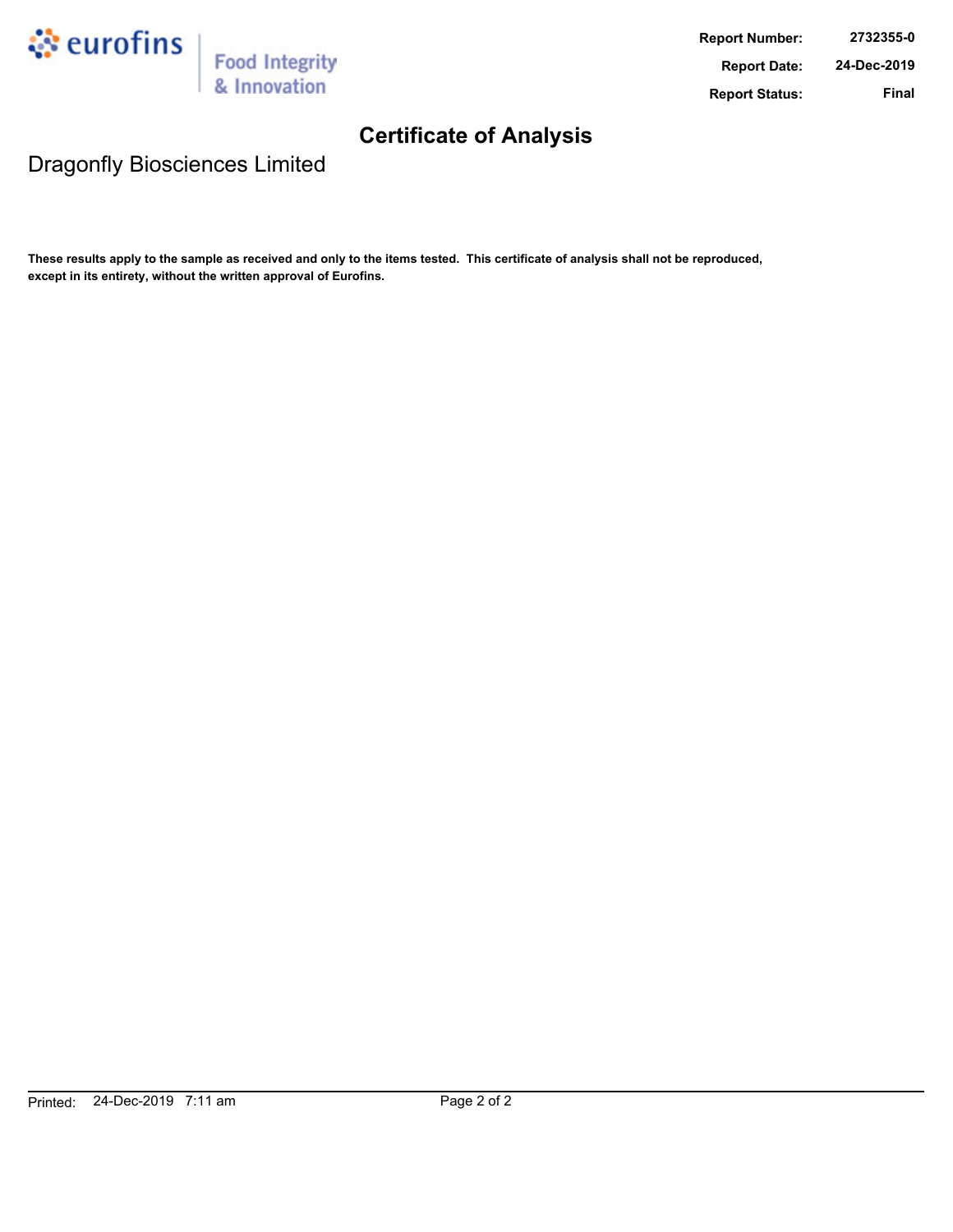| | |
|---|---|
| **Report Number:** | **2732355-0** |
| **Report Date:** | **24-Dec-2019** |
| **Report Status:** | **Final** |

# Certificate of Analysis

## Dragonfly Biosciences Limited

**These results apply to the sample as received and only to the items tested. This certificate of analysis shall not be reproduced, except in its entirety, without the written approval of Eurofins.**

Printed: 24-Dec-2019 7:11 am